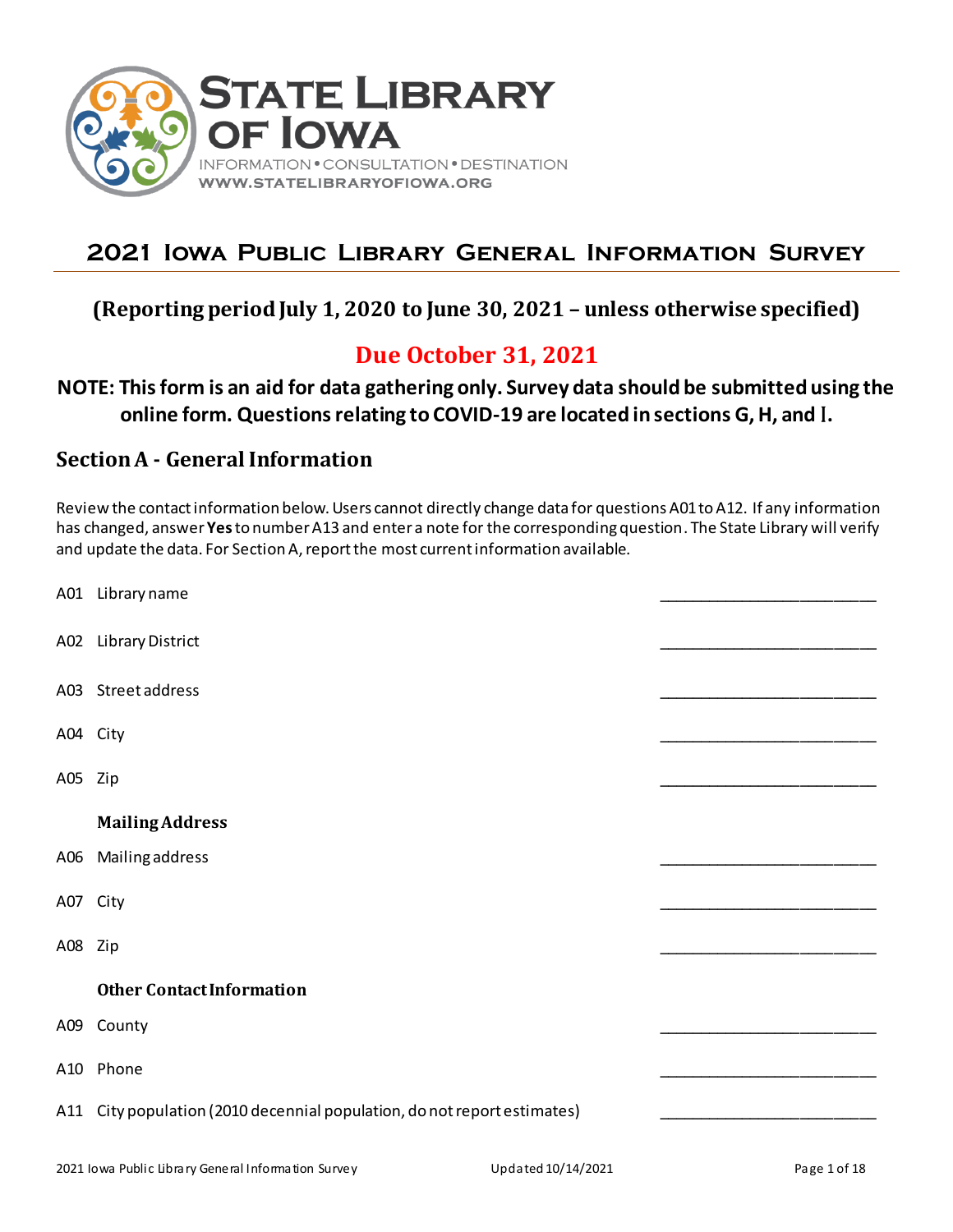STATE LIBRARY OF IOWA

INFORMATION • CONSULTATION • DESTINATION

WWW.STATELIBRARYOFIOWA.ORG

# 2021 Iowa Public Library General Information Survey

## (Reporting period July 1, 2020 to June 30, 2021 – unless otherwise specified)

## Due October 31, 2021

**NOTE: This form is an aid for data gathering only. Survey data should be submitted using the online form. Questions relating to COVID-19 are located in sections G, H, and I.**

## Section A - General Information

Review the contact information below. Users cannot directly change data for questions A01 to A12. If any information has changed, answer **Yes** to number A13 and enter a note for the corresponding question. The State Library will verify and update the data. For Section A, report the most current information available.

A01 Library name \_\_\_\_\_\_\_\_\_\_\_\_\_\_\_\_\_\_\_\_\_\_\_\_\_

A02 Library District \_\_\_\_\_\_\_\_\_\_\_\_\_\_\_\_\_\_\_\_\_\_\_\_\_

A03 Street address \_\_\_\_\_\_\_\_\_\_\_\_\_\_\_\_\_\_\_\_\_\_\_\_\_

A04 City \_\_\_\_\_\_\_\_\_\_\_\_\_\_\_\_\_\_\_\_\_\_\_\_\_

A05 Zip \_\_\_\_\_\_\_\_\_\_\_\_\_\_\_\_\_\_\_\_\_\_\_\_\_

**Mailing Address**

A06 Mailing address \_\_\_\_\_\_\_\_\_\_\_\_\_\_\_\_\_\_\_\_\_\_\_\_\_

A07 City \_\_\_\_\_\_\_\_\_\_\_\_\_\_\_\_\_\_\_\_\_\_\_\_\_

A08 Zip \_\_\_\_\_\_\_\_\_\_\_\_\_\_\_\_\_\_\_\_\_\_\_\_\_

**Other Contact Information**

A09 County \_\_\_\_\_\_\_\_\_\_\_\_\_\_\_\_\_\_\_\_\_\_\_\_\_

A10 Phone \_\_\_\_\_\_\_\_\_\_\_\_\_\_\_\_\_\_\_\_\_\_\_\_\_

A11 City population (2010 decennial population, do not report estimates) \_\_\_\_\_\_\_\_\_\_\_\_\_\_\_\_\_\_\_\_\_\_\_\_\_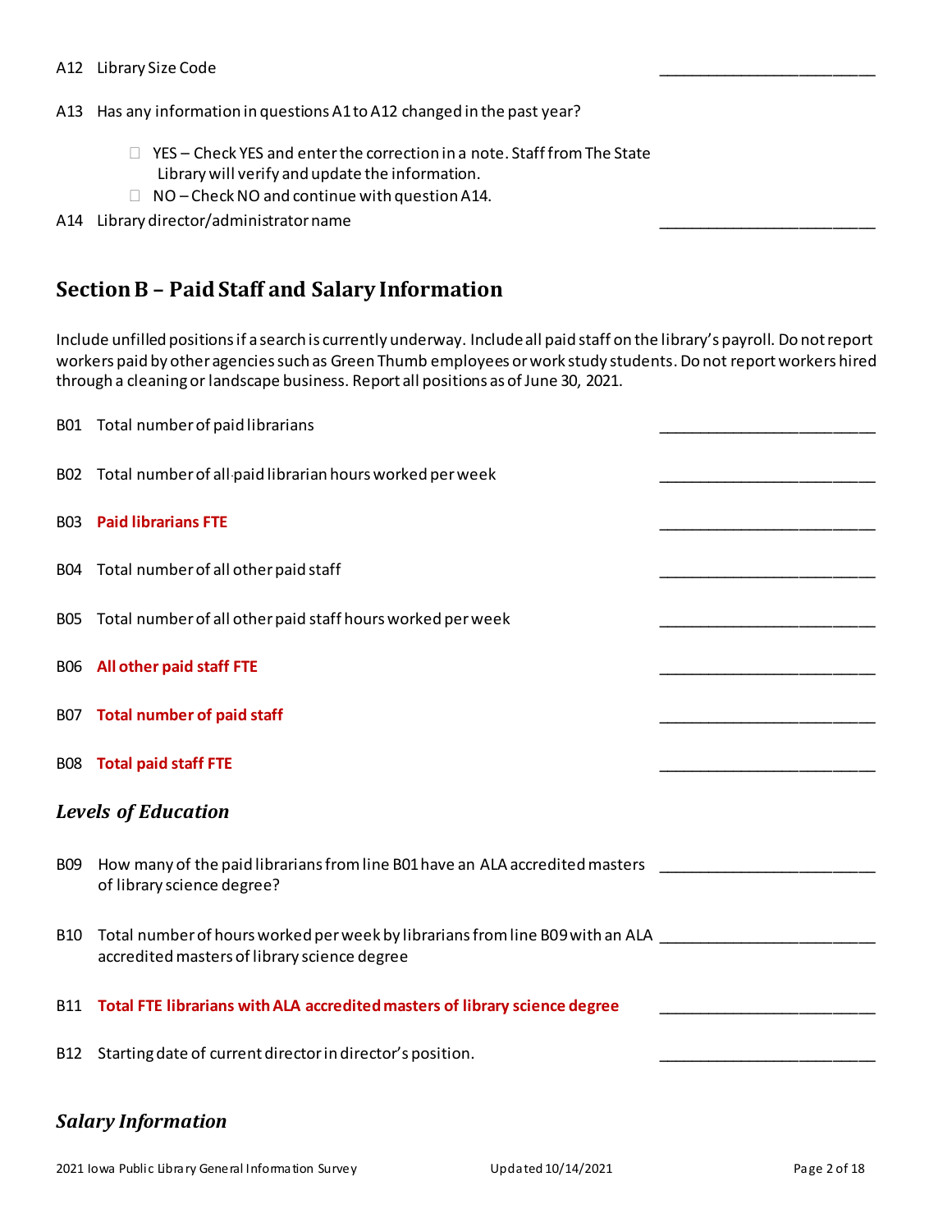A12 Library Size Code ________________________

A13 Has any information in questions A1 to A12 changed in the past year?

- ☐ YES – Check YES and enter the correction in a note. Staff from The State Library will verify and update the information.
- ☐ NO – Check NO and continue with question A14.

A14 Library director/administrator name ________________________

## Section B – Paid Staff and Salary Information

Include unfilled positions if a search is currently underway. Include all paid staff on the library's payroll. Do not report workers paid by other agencies such as Green Thumb employees or work study students. Do not report workers hired through a cleaning or landscape business. Report all positions as of June 30, 2021.

B01 Total number of paid librarians ________________________

B02 Total number of all paid librarian hours worked per week ________________________

B03 **Paid librarians FTE** ________________________

B04 Total number of all other paid staff ________________________

B05 Total number of all other paid staff hours worked per week ________________________

B06 **All other paid staff FTE** ________________________

B07 **Total number of paid staff** ________________________

B08 **Total paid staff FTE** ________________________

### *Levels of Education*

B09 How many of the paid librarians from line B01 have an ALA accredited masters of library science degree? ________________________

B10 Total number of hours worked per week by librarians from line B09 with an ALA accredited masters of library science degree ________________________

B11 **Total FTE librarians with ALA accredited masters of library science degree** ________________________

B12 Starting date of current director in director's position. ________________________

### *Salary Information*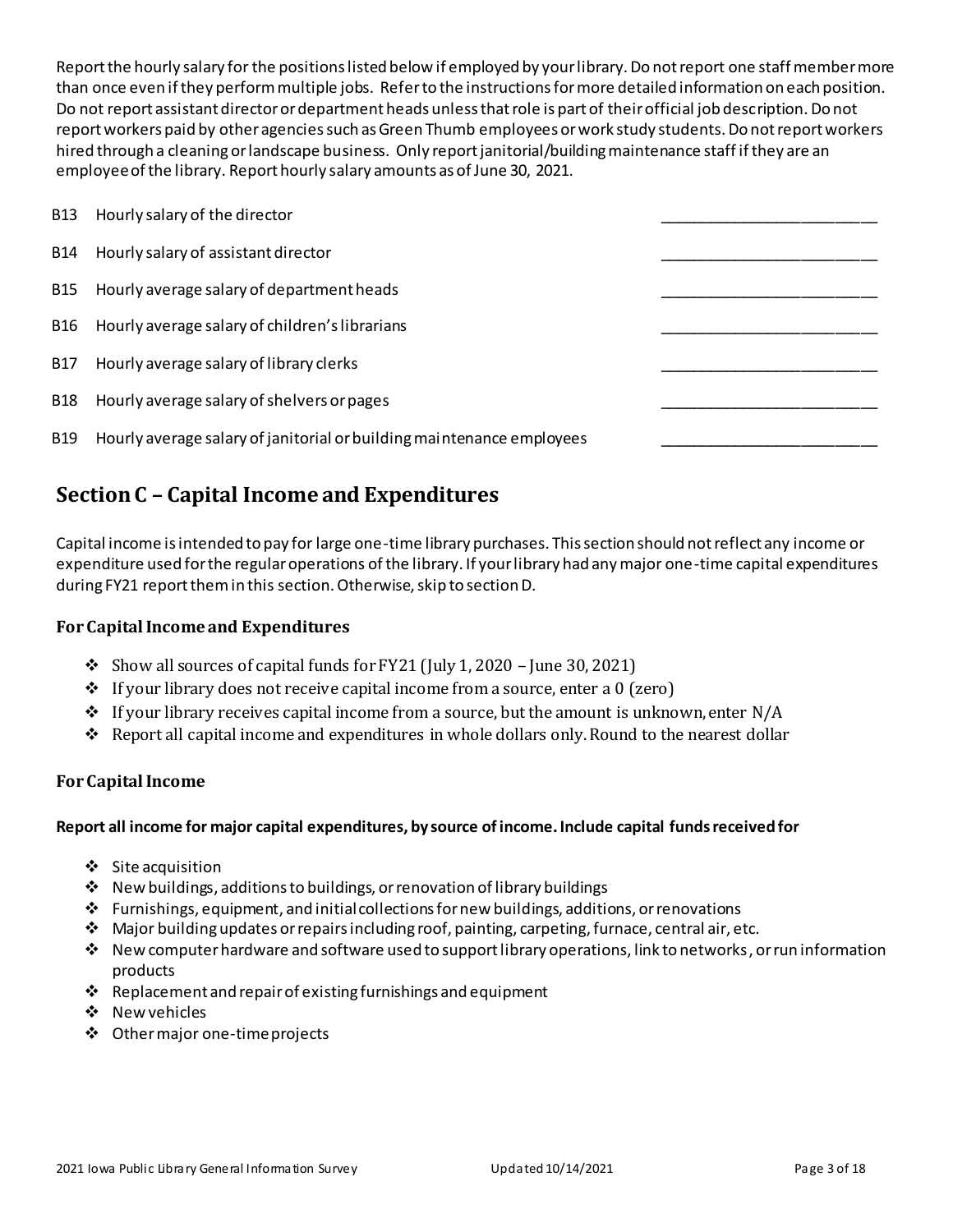Report the hourly salary for the positions listed below if employed by your library. Do not report one staff member more than once even if they perform multiple jobs. Refer to the instructions for more detailed information on each position. Do not report assistant director or department heads unless that role is part of their official job description. Do not report workers paid by other agencies such as Green Thumb employees or work study students. Do not report workers hired through a cleaning or landscape business. Only report janitorial/building maintenance staff if they are an employee of the library. Report hourly salary amounts as of June 30, 2021.

| | | |
|---|---|---|
| B13 | Hourly salary of the director | ___________________________ |
| B14 | Hourly salary of assistant director | ___________________________ |
| B15 | Hourly average salary of department heads | ___________________________ |
| B16 | Hourly average salary of children's librarians | ___________________________ |
| B17 | Hourly average salary of library clerks | ___________________________ |
| B18 | Hourly average salary of shelvers or pages | ___________________________ |
| B19 | Hourly average salary of janitorial or building maintenance employees | ___________________________ |

## Section C – Capital Income and Expenditures

Capital income is intended to pay for large one-time library purchases. This section should not reflect any income or expenditure used for the regular operations of the library. If your library had any major one-time capital expenditures during FY21 report them in this section. Otherwise, skip to section D.

### For Capital Income and Expenditures

- Show all sources of capital funds for FY21 (July 1, 2020 – June 30, 2021)
- If your library does not receive capital income from a source, enter a 0 (zero)
- If your library receives capital income from a source, but the amount is unknown, enter N/A
- Report all capital income and expenditures in whole dollars only. Round to the nearest dollar

### For Capital Income

**Report all income for major capital expenditures, by source of income. Include capital funds received for**

- Site acquisition
- New buildings, additions to buildings, or renovation of library buildings
- Furnishings, equipment, and initial collections for new buildings, additions, or renovations
- Major building updates or repairs including roof, painting, carpeting, furnace, central air, etc.
- New computer hardware and software used to support library operations, link to networks, or run information products
- Replacement and repair of existing furnishings and equipment
- New vehicles
- Other major one-time projects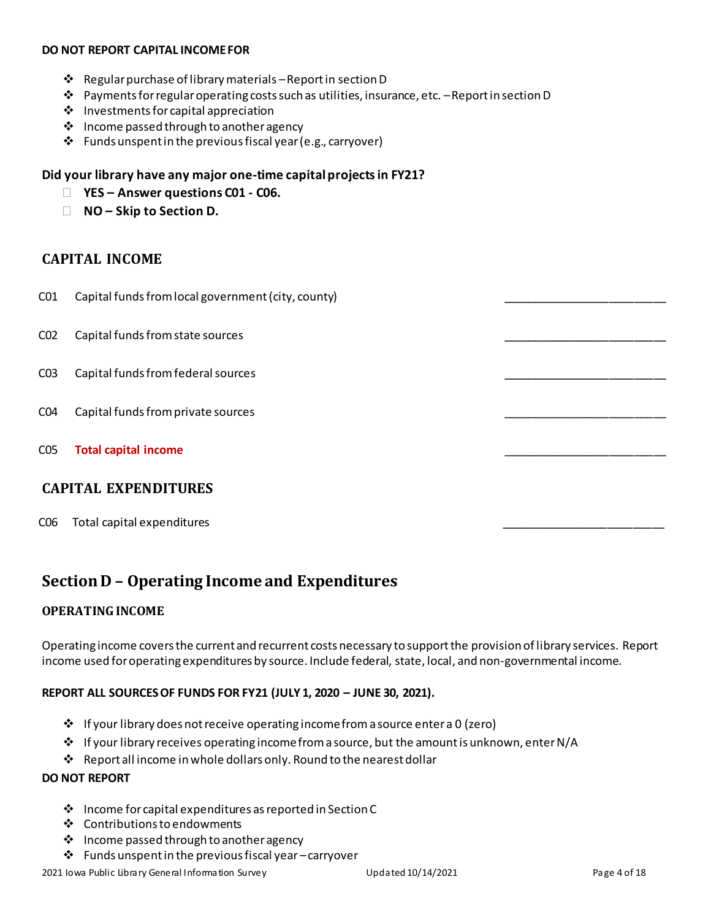**DO NOT REPORT CAPITAL INCOME FOR**

- Regular purchase of library materials – Report in section D
- Payments for regular operating costs such as utilities, insurance, etc. – Report in section D
- Investments for capital appreciation
- Income passed through to another agency
- Funds unspent in the previous fiscal year (e.g., carryover)

**Did your library have any major one-time capital projects in FY21?**

- ☐ **YES – Answer questions C01 - C06.**
- ☐ **NO – Skip to Section D.**

### CAPITAL INCOME

C01 Capital funds from local government (city, county) ________________________

C02 Capital funds from state sources ________________________

C03 Capital funds from federal sources ________________________

C04 Capital funds from private sources ________________________

C05 **Total capital income** ________________________

### CAPITAL EXPENDITURES

C06 Total capital expenditures ________________________

## Section D – Operating Income and Expenditures

### OPERATING INCOME

Operating income covers the current and recurrent costs necessary to support the provision of library services. Report income used for operating expenditures by source. Include federal, state, local, and non-governmental income.

**REPORT ALL SOURCES OF FUNDS FOR FY21 (JULY 1, 2020 – JUNE 30, 2021).**

- If your library does not receive operating income from a source enter a 0 (zero)
- If your library receives operating income from a source, but the amount is unknown, enter N/A
- Report all income in whole dollars only. Round to the nearest dollar

**DO NOT REPORT**

- Income for capital expenditures as reported in Section C
- Contributions to endowments
- Income passed through to another agency
- Funds unspent in the previous fiscal year – carryover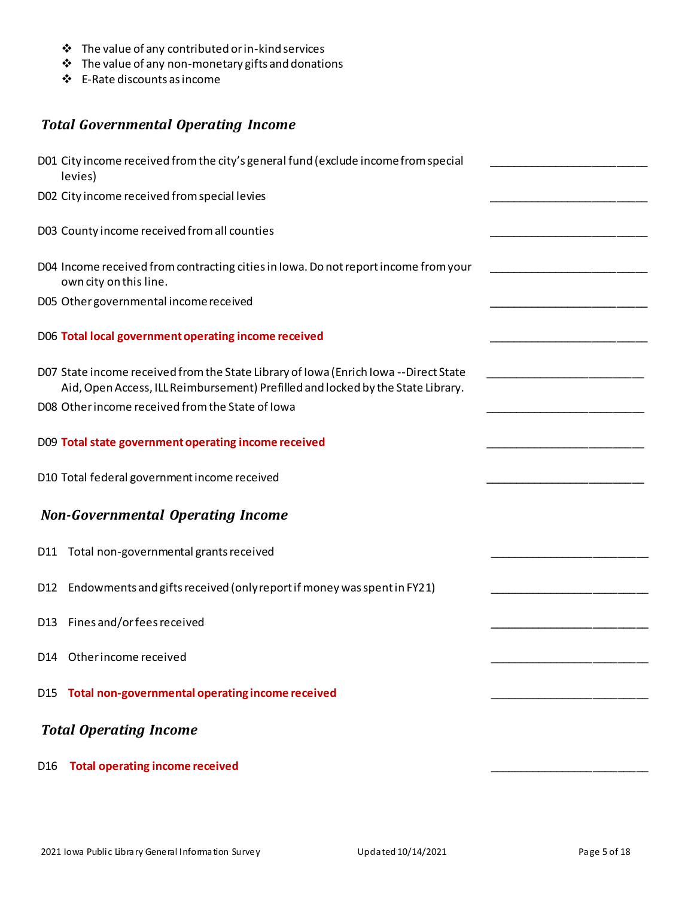- The value of any contributed or in-kind services
- The value of any non-monetary gifts and donations
- E-Rate discounts as income

## *Total Governmental Operating Income*

D01 City income received from the city's general fund (exclude income from special levies) \_\_\_\_\_\_\_\_\_\_\_\_\_\_\_\_\_\_\_\_\_\_\_\_

D02 City income received from special levies \_\_\_\_\_\_\_\_\_\_\_\_\_\_\_\_\_\_\_\_\_\_\_\_

D03 County income received from all counties \_\_\_\_\_\_\_\_\_\_\_\_\_\_\_\_\_\_\_\_\_\_\_\_

D04 Income received from contracting cities in Iowa. Do not report income from your own city on this line. \_\_\_\_\_\_\_\_\_\_\_\_\_\_\_\_\_\_\_\_\_\_\_\_

D05 Other governmental income received \_\_\_\_\_\_\_\_\_\_\_\_\_\_\_\_\_\_\_\_\_\_\_\_

D06 **Total local government operating income received** \_\_\_\_\_\_\_\_\_\_\_\_\_\_\_\_\_\_\_\_\_\_\_\_

D07 State income received from the State Library of Iowa (Enrich Iowa --Direct State Aid, Open Access, ILL Reimbursement) Prefilled and locked by the State Library. \_\_\_\_\_\_\_\_\_\_\_\_\_\_\_\_\_\_\_\_\_\_\_\_

D08 Other income received from the State of Iowa \_\_\_\_\_\_\_\_\_\_\_\_\_\_\_\_\_\_\_\_\_\_\_\_

D09 **Total state government operating income received** \_\_\_\_\_\_\_\_\_\_\_\_\_\_\_\_\_\_\_\_\_\_\_\_

D10 Total federal government income received \_\_\_\_\_\_\_\_\_\_\_\_\_\_\_\_\_\_\_\_\_\_\_\_

## *Non-Governmental Operating Income*

D11 Total non-governmental grants received \_\_\_\_\_\_\_\_\_\_\_\_\_\_\_\_\_\_\_\_\_\_\_\_

D12 Endowments and gifts received (only report if money was spent in FY21) \_\_\_\_\_\_\_\_\_\_\_\_\_\_\_\_\_\_\_\_\_\_\_\_

D13 Fines and/or fees received \_\_\_\_\_\_\_\_\_\_\_\_\_\_\_\_\_\_\_\_\_\_\_\_

D14 Other income received \_\_\_\_\_\_\_\_\_\_\_\_\_\_\_\_\_\_\_\_\_\_\_\_

D15 **Total non-governmental operating income received** \_\_\_\_\_\_\_\_\_\_\_\_\_\_\_\_\_\_\_\_\_\_\_\_

## *Total Operating Income*

D16 **Total operating income received** \_\_\_\_\_\_\_\_\_\_\_\_\_\_\_\_\_\_\_\_\_\_\_\_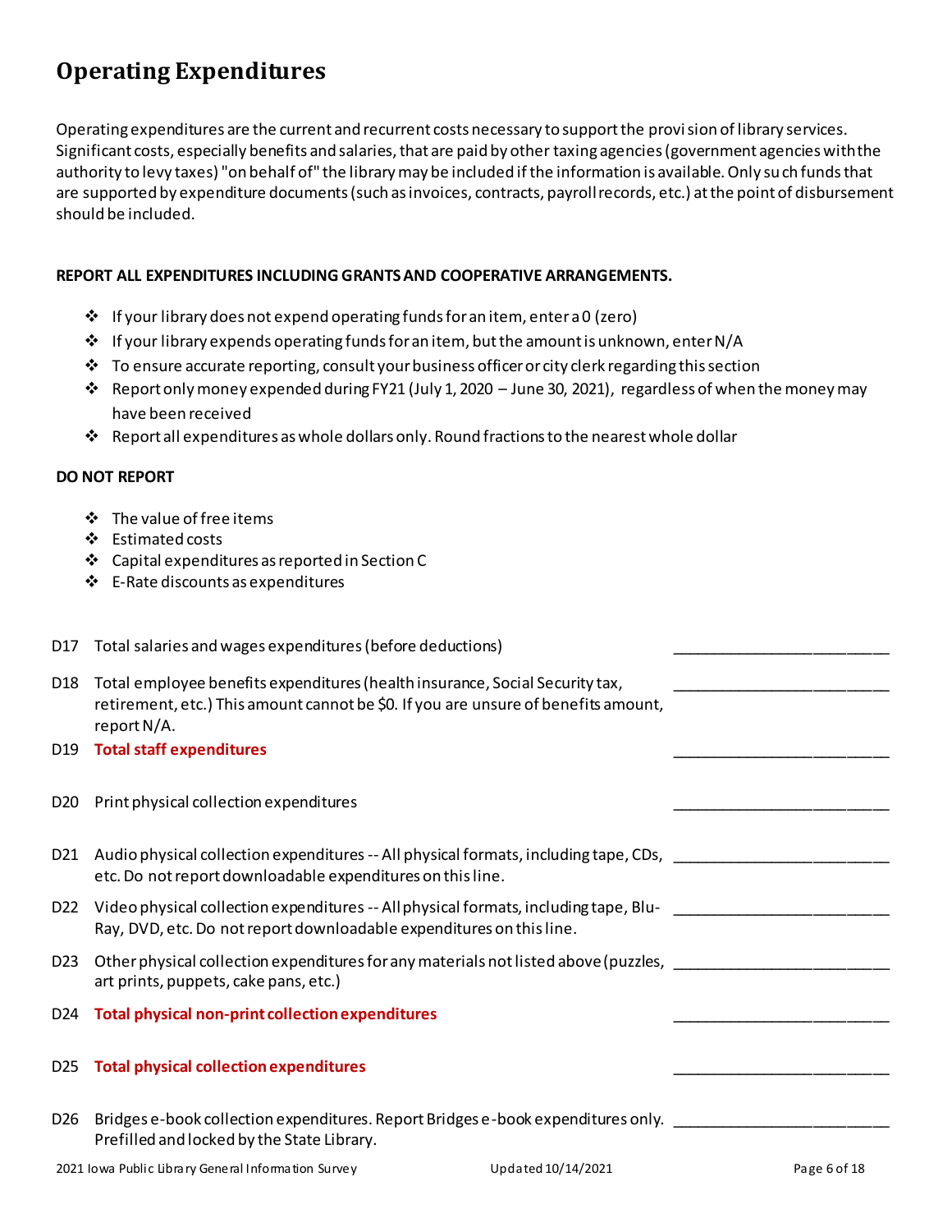# Operating Expenditures

Operating expenditures are the current and recurrent costs necessary to support the provision of library services. Significant costs, especially benefits and salaries, that are paid by other taxing agencies (government agencies with the authority to levy taxes) "on behalf of" the library may be included if the information is available. Only such funds that are supported by expenditure documents (such as invoices, contracts, payroll records, etc.) at the point of disbursement should be included.

**REPORT ALL EXPENDITURES INCLUDING GRANTS AND COOPERATIVE ARRANGEMENTS.**

- If your library does not expend operating funds for an item, enter a 0 (zero)
- If your library expends operating funds for an item, but the amount is unknown, enter N/A
- To ensure accurate reporting, consult your business officer or city clerk regarding this section
- Report only money expended during FY21 (July 1, 2020 – June 30, 2021), regardless of when the money may have been received
- Report all expenditures as whole dollars only. Round fractions to the nearest whole dollar

**DO NOT REPORT**

- The value of free items
- Estimated costs
- Capital expenditures as reported in Section C
- E-Rate discounts as expenditures

| | | |
|---|---|---|
| D17 | Total salaries and wages expenditures (before deductions) | ________________________ |
| D18 | Total employee benefits expenditures (health insurance, Social Security tax, retirement, etc.) This amount cannot be $0. If you are unsure of benefits amount, report N/A. | ________________________ |
| D19 | **Total staff expenditures** | ________________________ |
| D20 | Print physical collection expenditures | ________________________ |
| D21 | Audio physical collection expenditures -- All physical formats, including tape, CDs, etc. Do not report downloadable expenditures on this line. | ________________________ |
| D22 | Video physical collection expenditures -- All physical formats, including tape, Blu-Ray, DVD, etc. Do not report downloadable expenditures on this line. | ________________________ |
| D23 | Other physical collection expenditures for any materials not listed above (puzzles, art prints, puppets, cake pans, etc.) | ________________________ |
| D24 | **Total physical non-print collection expenditures** | ________________________ |
| D25 | **Total physical collection expenditures** | ________________________ |
| D26 | Bridges e-book collection expenditures. Report Bridges e-book expenditures only. Prefilled and locked by the State Library. | ________________________ |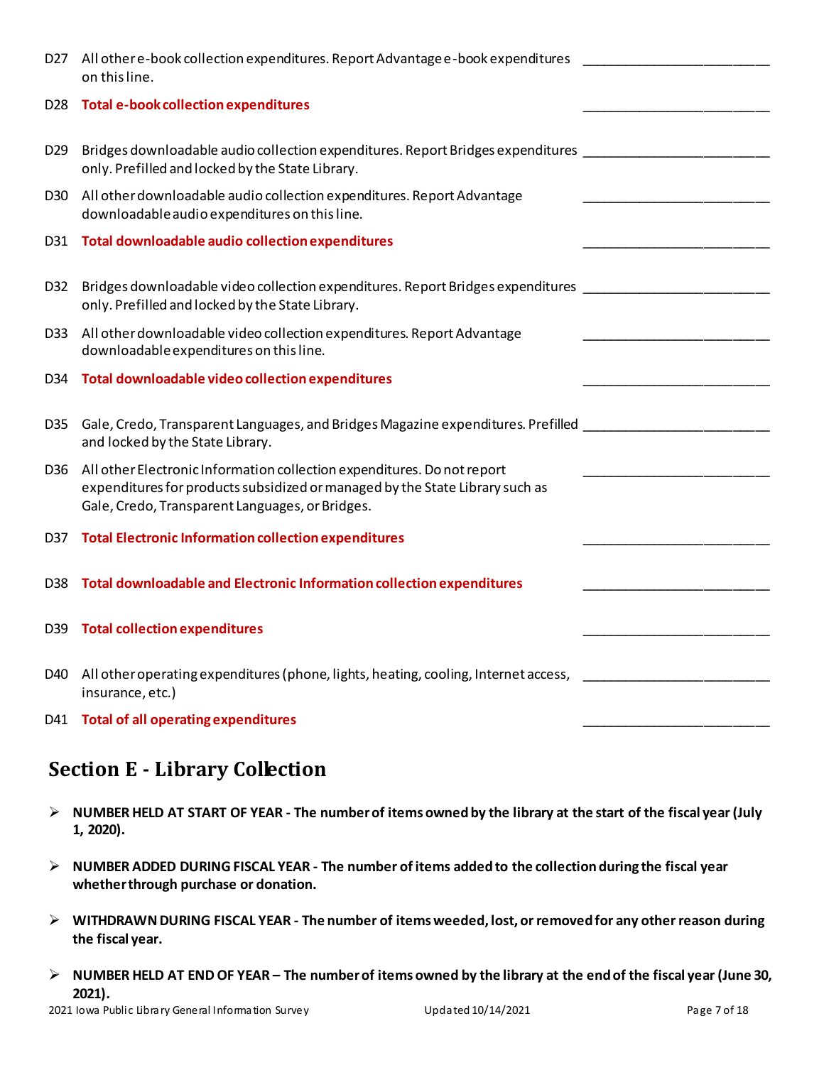D27 All other e-book collection expenditures. Report Advantage e-book expenditures on this line. ________________________

D28 **Total e-book collection expenditures** ________________________

D29 Bridges downloadable audio collection expenditures. Report Bridges expenditures only. Prefilled and locked by the State Library. ________________________

D30 All other downloadable audio collection expenditures. Report Advantage downloadable audio expenditures on this line. ________________________

D31 **Total downloadable audio collection expenditures** ________________________

D32 Bridges downloadable video collection expenditures. Report Bridges expenditures only. Prefilled and locked by the State Library. ________________________

D33 All other downloadable video collection expenditures. Report Advantage downloadable expenditures on this line. ________________________

D34 **Total downloadable video collection expenditures** ________________________

D35 Gale, Credo, Transparent Languages, and Bridges Magazine expenditures. Prefilled and locked by the State Library. ________________________

D36 All other Electronic Information collection expenditures. Do not report expenditures for products subsidized or managed by the State Library such as Gale, Credo, Transparent Languages, or Bridges. ________________________

D37 **Total Electronic Information collection expenditures** ________________________

D38 **Total downloadable and Electronic Information collection expenditures** ________________________

D39 **Total collection expenditures** ________________________

D40 All other operating expenditures (phone, lights, heating, cooling, Internet access, insurance, etc.) ________________________

D41 **Total of all operating expenditures** ________________________

## Section E - Library Collection

- **NUMBER HELD AT START OF YEAR - The number of items owned by the library at the start of the fiscal year (July 1, 2020).**
- **NUMBER ADDED DURING FISCAL YEAR - The number of items added to the collection during the fiscal year whether through purchase or donation.**
- **WITHDRAWN DURING FISCAL YEAR - The number of items weeded, lost, or removed for any other reason during the fiscal year.**
- **NUMBER HELD AT END OF YEAR – The number of items owned by the library at the end of the fiscal year (June 30, 2021).**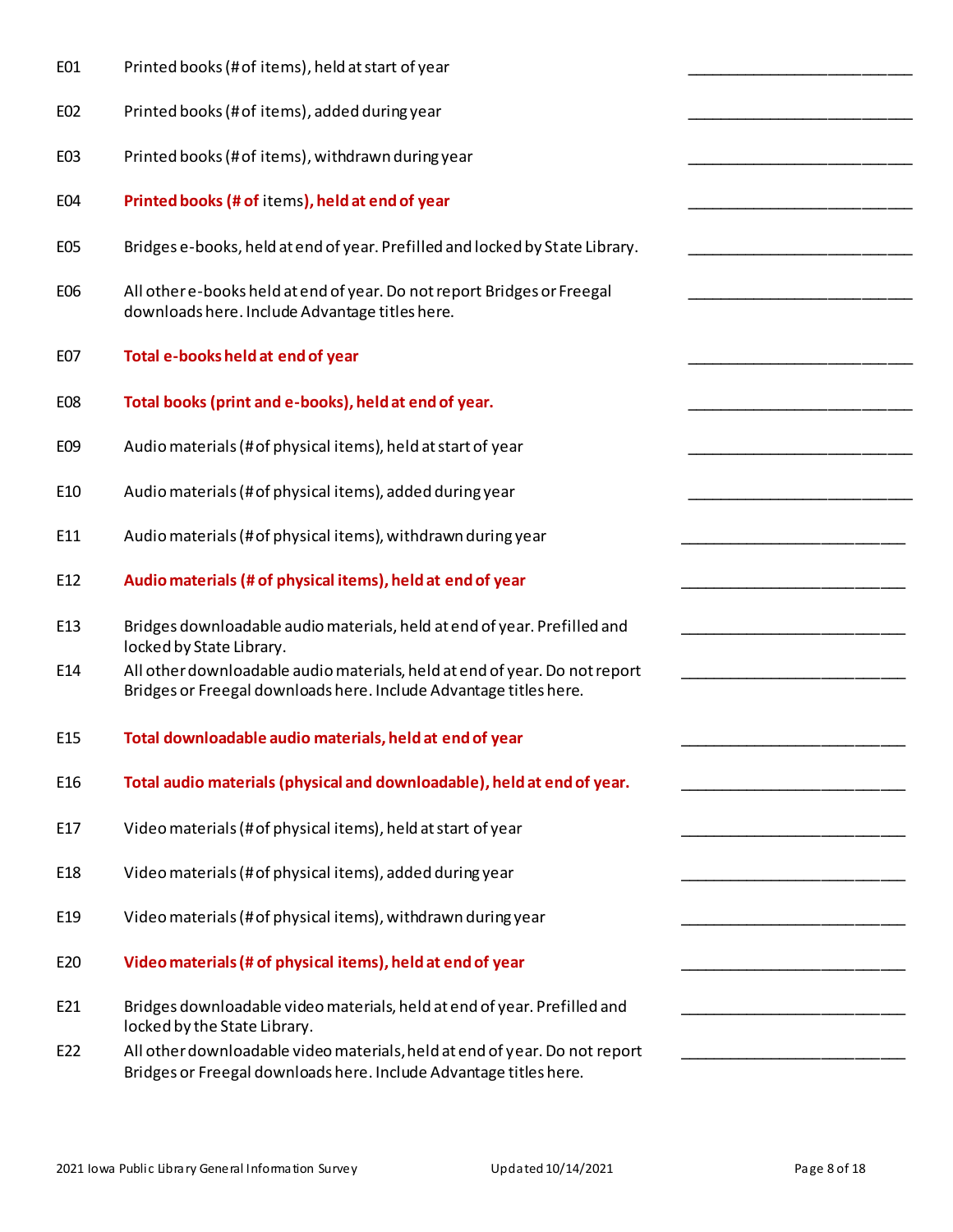| Code | Item | Value |
|---|---|---|
| E01 | Printed books (# of items), held at start of year | ________________________ |
| E02 | Printed books (# of items), added during year | ________________________ |
| E03 | Printed books (# of items), withdrawn during year | ________________________ |
| E04 | **Printed books (# of items), held at end of year** | ________________________ |
| E05 | Bridges e-books, held at end of year. Prefilled and locked by State Library. | ________________________ |
| E06 | All other e-books held at end of year. Do not report Bridges or Freegal downloads here. Include Advantage titles here. | ________________________ |
| E07 | **Total e-books held at end of year** | ________________________ |
| E08 | **Total books (print and e-books), held at end of year.** | ________________________ |
| E09 | Audio materials (# of physical items), held at start of year | ________________________ |
| E10 | Audio materials (# of physical items), added during year | ________________________ |
| E11 | Audio materials (# of physical items), withdrawn during year | ________________________ |
| E12 | **Audio materials (# of physical items), held at end of year** | ________________________ |
| E13 | Bridges downloadable audio materials, held at end of year. Prefilled and locked by State Library. | ________________________ |
| E14 | All other downloadable audio materials, held at end of year. Do not report Bridges or Freegal downloads here. Include Advantage titles here. | ________________________ |
| E15 | **Total downloadable audio materials, held at end of year** | ________________________ |
| E16 | **Total audio materials (physical and downloadable), held at end of year.** | ________________________ |
| E17 | Video materials (# of physical items), held at start of year | ________________________ |
| E18 | Video materials (# of physical items), added during year | ________________________ |
| E19 | Video materials (# of physical items), withdrawn during year | ________________________ |
| E20 | **Video materials (# of physical items), held at end of year** | ________________________ |
| E21 | Bridges downloadable video materials, held at end of year. Prefilled and locked by the State Library. | ________________________ |
| E22 | All other downloadable video materials, held at end of year. Do not report Bridges or Freegal downloads here. Include Advantage titles here. | ________________________ |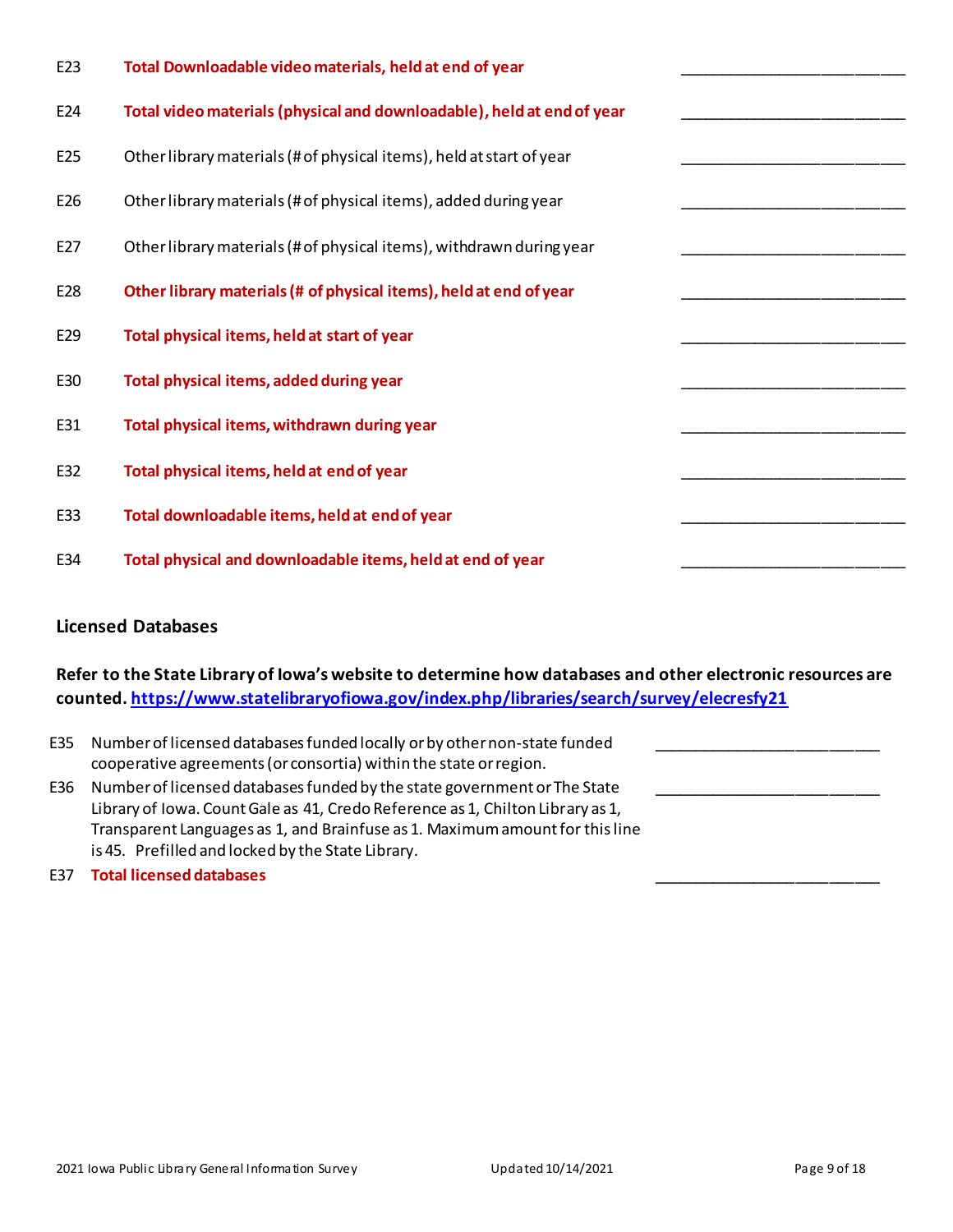| | | |
|---|---|---|
| E23 | **Total Downloadable video materials, held at end of year** | ___________________________ |
| E24 | **Total video materials (physical and downloadable), held at end of year** | ___________________________ |
| E25 | Other library materials (# of physical items), held at start of year | ___________________________ |
| E26 | Other library materials (# of physical items), added during year | ___________________________ |
| E27 | Other library materials (# of physical items), withdrawn during year | ___________________________ |
| E28 | **Other library materials (# of physical items), held at end of year** | ___________________________ |
| E29 | **Total physical items, held at start of year** | ___________________________ |
| E30 | **Total physical items, added during year** | ___________________________ |
| E31 | **Total physical items, withdrawn during year** | ___________________________ |
| E32 | **Total physical items, held at end of year** | ___________________________ |
| E33 | **Total downloadable items, held at end of year** | ___________________________ |
| E34 | **Total physical and downloadable items, held at end of year** | ___________________________ |

## Licensed Databases

**Refer to the State Library of Iowa's website to determine how databases and other electronic resources are counted. https://www.statelibraryofiowa.gov/index.php/libraries/search/survey/elecresfy21**

| | | |
|---|---|---|
| E35 | Number of licensed databases funded locally or by other non-state funded cooperative agreements (or consortia) within the state or region. | ___________________________ |
| E36 | Number of licensed databases funded by the state government or The State Library of Iowa. Count Gale as 41, Credo Reference as 1, Chilton Library as 1, Transparent Languages as 1, and Brainfuse as 1. Maximum amount for this line is 45. Prefilled and locked by the State Library. | ___________________________ |
| E37 | **Total licensed databases** | ___________________________ |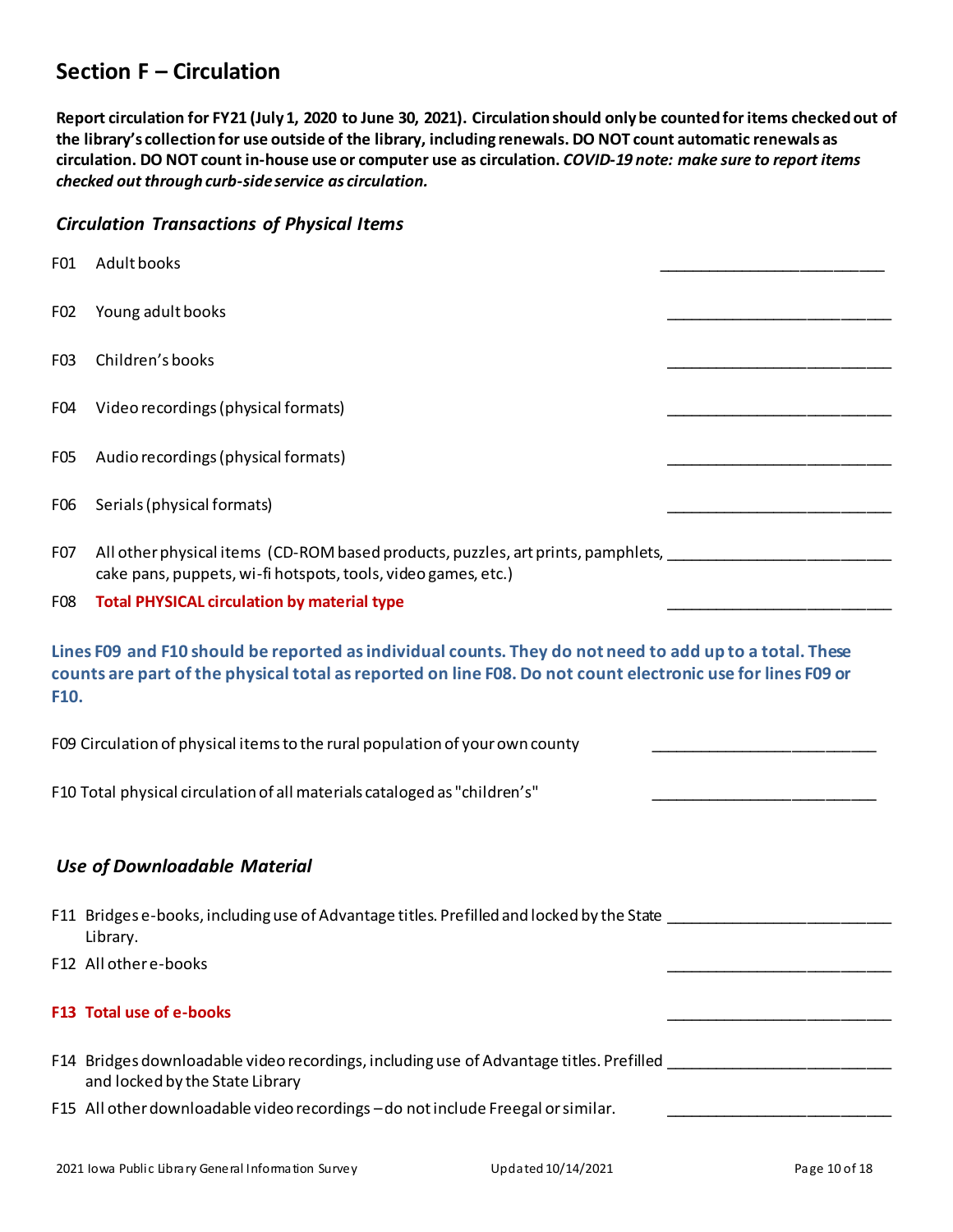## Section F – Circulation

**Report circulation for FY21 (July 1, 2020 to June 30, 2021). Circulation should only be counted for items checked out of the library's collection for use outside of the library, including renewals. DO NOT count automatic renewals as circulation. DO NOT count in-house use or computer use as circulation.** ***COVID-19 note: make sure to report items checked out through curb-side service as circulation.***

### *Circulation Transactions of Physical Items*

F01 Adult books ___________________________

F02 Young adult books ___________________________

F03 Children's books ___________________________

F04 Video recordings (physical formats) ___________________________

F05 Audio recordings (physical formats) ___________________________

F06 Serials (physical formats) ___________________________

F07 All other physical items (CD-ROM based products, puzzles, art prints, pamphlets, cake pans, puppets, wi-fi hotspots, tools, video games, etc.) ___________________________

F08 **Total PHYSICAL circulation by material type** ___________________________

**Lines F09 and F10 should be reported as individual counts. They do not need to add up to a total. These counts are part of the physical total as reported on line F08. Do not count electronic use for lines F09 or F10.**

F09 Circulation of physical items to the rural population of your own county ___________________________

F10 Total physical circulation of all materials cataloged as "children's" ___________________________

### *Use of Downloadable Material*

F11 Bridges e-books, including use of Advantage titles. Prefilled and locked by the State Library. ___________________________

F12 All other e-books ___________________________

**F13 Total use of e-books** ___________________________

F14 Bridges downloadable video recordings, including use of Advantage titles. Prefilled and locked by the State Library ___________________________

F15 All other downloadable video recordings – do not include Freegal or similar. ___________________________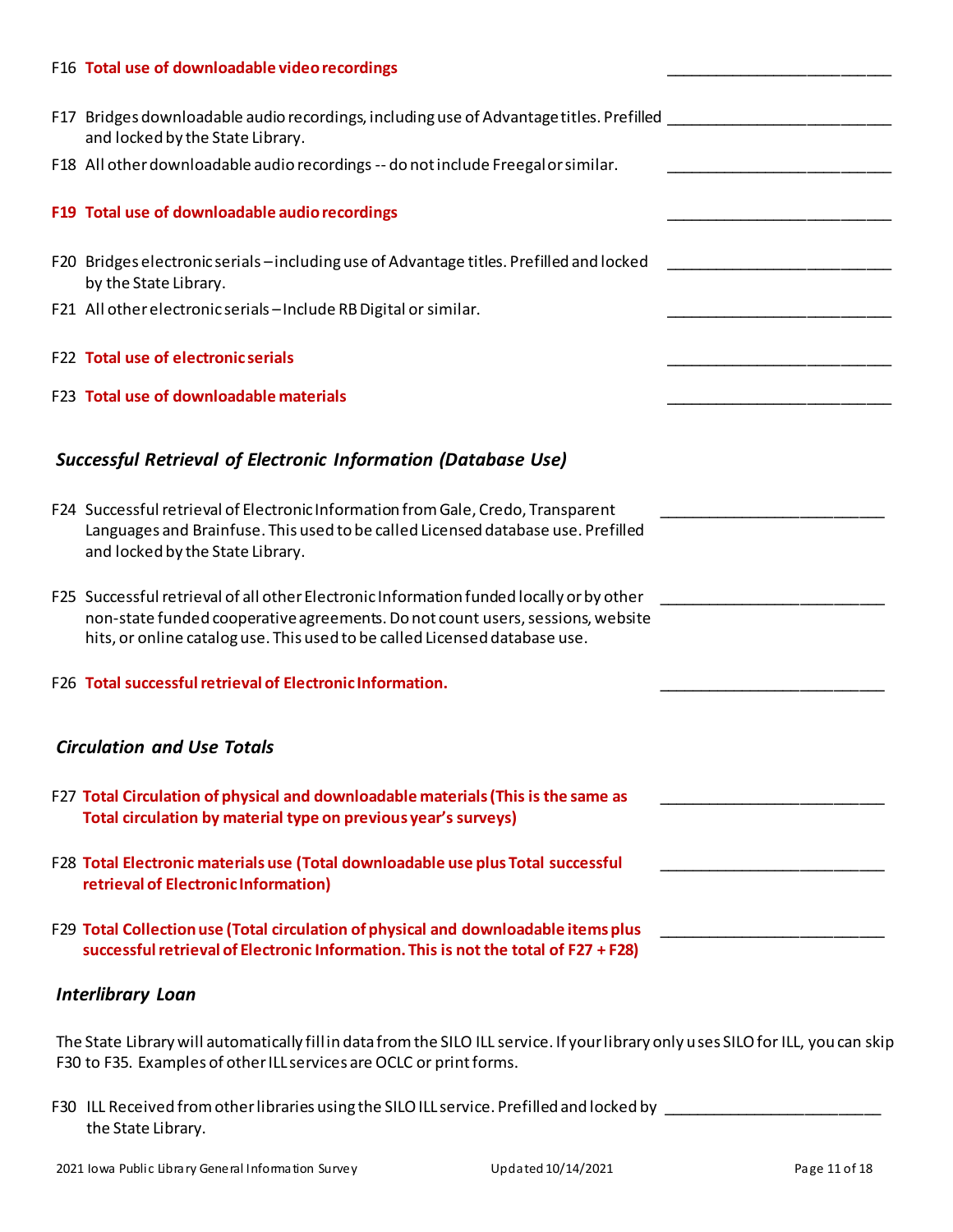F16 **Total use of downloadable video recordings** \_\_\_\_\_\_\_\_\_\_\_\_\_\_\_\_\_\_\_\_\_\_\_\_

F17 Bridges downloadable audio recordings, including use of Advantage titles. Prefilled and locked by the State Library. \_\_\_\_\_\_\_\_\_\_\_\_\_\_\_\_\_\_\_\_\_\_\_\_

F18 All other downloadable audio recordings -- do not include Freegal or similar. \_\_\_\_\_\_\_\_\_\_\_\_\_\_\_\_\_\_\_\_\_\_\_\_

**F19 Total use of downloadable audio recordings** \_\_\_\_\_\_\_\_\_\_\_\_\_\_\_\_\_\_\_\_\_\_\_\_

F20 Bridges electronic serials – including use of Advantage titles. Prefilled and locked by the State Library. \_\_\_\_\_\_\_\_\_\_\_\_\_\_\_\_\_\_\_\_\_\_\_\_

F21 All other electronic serials – Include RB Digital or similar. \_\_\_\_\_\_\_\_\_\_\_\_\_\_\_\_\_\_\_\_\_\_\_\_

F22 **Total use of electronic serials** \_\_\_\_\_\_\_\_\_\_\_\_\_\_\_\_\_\_\_\_\_\_\_\_

F23 **Total use of downloadable materials** \_\_\_\_\_\_\_\_\_\_\_\_\_\_\_\_\_\_\_\_\_\_\_\_

### *Successful Retrieval of Electronic Information (Database Use)*

F24 Successful retrieval of Electronic Information from Gale, Credo, Transparent Languages and Brainfuse. This used to be called Licensed database use. Prefilled and locked by the State Library. \_\_\_\_\_\_\_\_\_\_\_\_\_\_\_\_\_\_\_\_\_\_\_\_

F25 Successful retrieval of all other Electronic Information funded locally or by other non-state funded cooperative agreements. Do not count users, sessions, website hits, or online catalog use. This used to be called Licensed database use. \_\_\_\_\_\_\_\_\_\_\_\_\_\_\_\_\_\_\_\_\_\_\_\_

F26 **Total successful retrieval of Electronic Information.** \_\_\_\_\_\_\_\_\_\_\_\_\_\_\_\_\_\_\_\_\_\_\_\_

### *Circulation and Use Totals*

F27 **Total Circulation of physical and downloadable materials (This is the same as Total circulation by material type on previous year's surveys)** \_\_\_\_\_\_\_\_\_\_\_\_\_\_\_\_\_\_\_\_\_\_\_\_

F28 **Total Electronic materials use (Total downloadable use plus Total successful retrieval of Electronic Information)** \_\_\_\_\_\_\_\_\_\_\_\_\_\_\_\_\_\_\_\_\_\_\_\_

F29 **Total Collection use (Total circulation of physical and downloadable items plus successful retrieval of Electronic Information. This is not the total of F27 + F28)** \_\_\_\_\_\_\_\_\_\_\_\_\_\_\_\_\_\_\_\_\_\_\_\_

### *Interlibrary Loan*

The State Library will automatically fill in data from the SILO ILL service. If your library only uses SILO for ILL, you can skip F30 to F35. Examples of other ILL services are OCLC or print forms.

F30 ILL Received from other libraries using the SILO ILL service. Prefilled and locked by the State Library. \_\_\_\_\_\_\_\_\_\_\_\_\_\_\_\_\_\_\_\_\_\_\_\_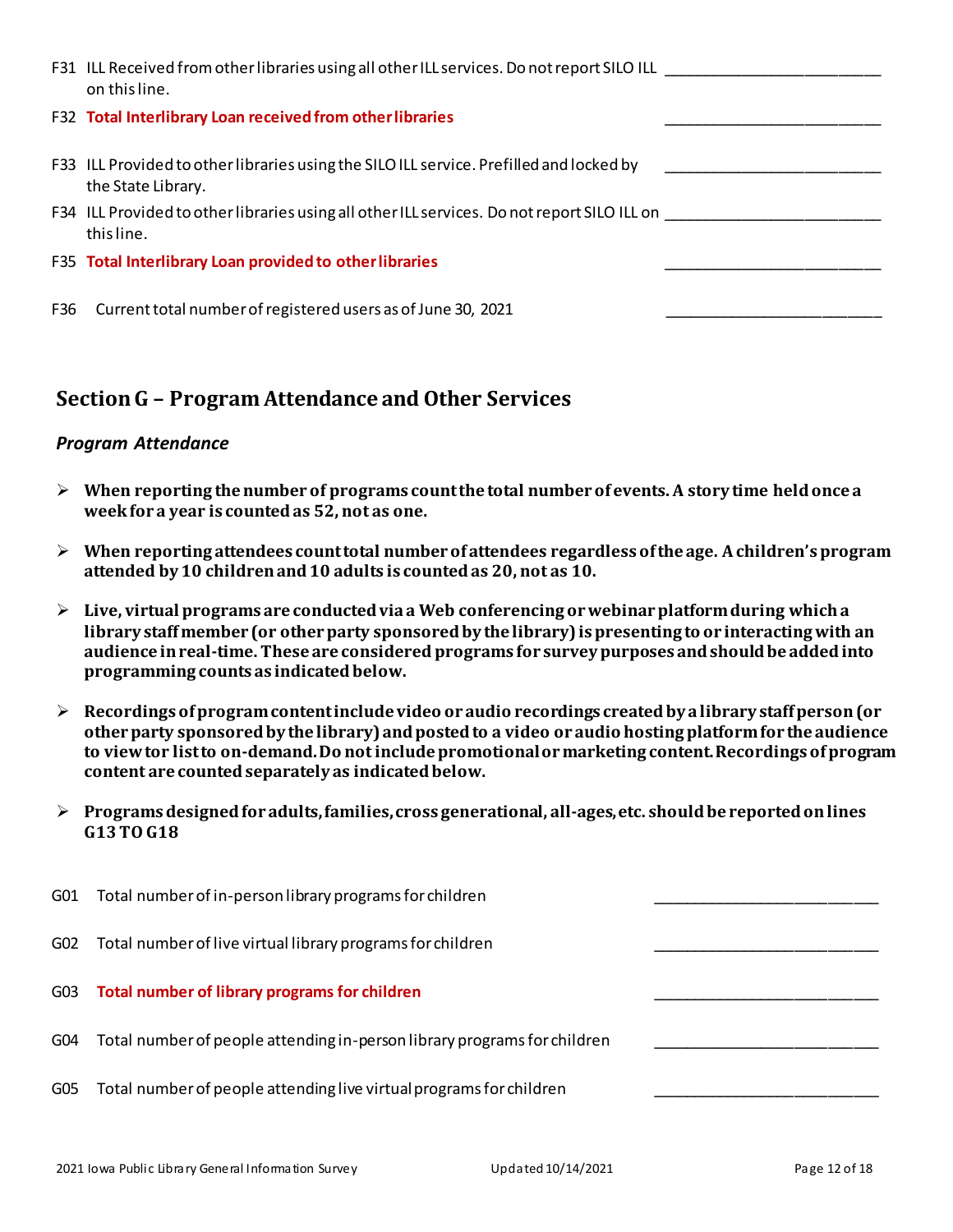F31 ILL Received from other libraries using all other ILL services. Do not report SILO ILL on this line. ________________________

F32 **Total Interlibrary Loan received from other libraries** ________________________

F33 ILL Provided to other libraries using the SILO ILL service. Prefilled and locked by the State Library. ________________________

F34 ILL Provided to other libraries using all other ILL services. Do not report SILO ILL on this line. ________________________

F35 **Total Interlibrary Loan provided to other libraries** ________________________

F36 Current total number of registered users as of June 30, 2021 ________________________

## Section G – Program Attendance and Other Services

### *Program Attendance*

- **When reporting the number of programs count the total number of events. A story time held once a week for a year is counted as 52, not as one.**
- **When reporting attendees count total number of attendees regardless of the age. A children's program attended by 10 children and 10 adults is counted as 20, not as 10.**
- **Live, virtual programs are conducted via a Web conferencing or webinar platform during which a library staff member (or other party sponsored by the library) is presenting to or interacting with an audience in real-time. These are considered programs for survey purposes and should be added into programming counts as indicated below.**
- **Recordings of program content include video or audio recordings created by a library staff person (or other party sponsored by the library) and posted to a video or audio hosting platform for the audience to view tor list to on-demand. Do not include promotional or marketing content. Recordings of program content are counted separately as indicated below.**
- **Programs designed for adults, families, cross generational, all-ages, etc. should be reported on lines G13 TO G18**

G01 Total number of in-person library programs for children ________________________

G02 Total number of live virtual library programs for children ________________________

G03 **Total number of library programs for children** ________________________

G04 Total number of people attending in-person library programs for children ________________________

G05 Total number of people attending live virtual programs for children ________________________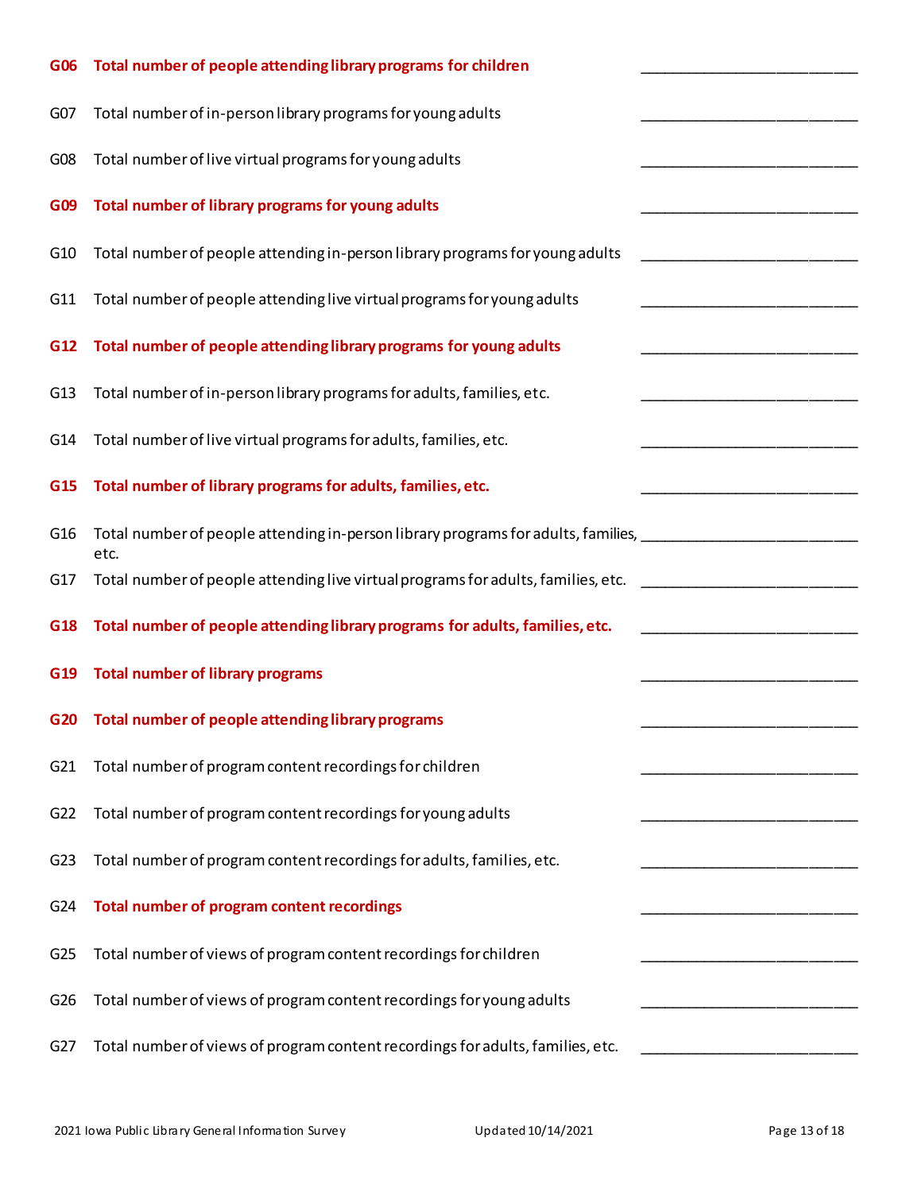**G06 Total number of people attending library programs for children** ______________________

G07 Total number of in-person library programs for young adults ______________________

G08 Total number of live virtual programs for young adults ______________________

**G09 Total number of library programs for young adults** ______________________

G10 Total number of people attending in-person library programs for young adults ______________________

G11 Total number of people attending live virtual programs for young adults ______________________

**G12 Total number of people attending library programs for young adults** ______________________

G13 Total number of in-person library programs for adults, families, etc. ______________________

G14 Total number of live virtual programs for adults, families, etc. ______________________

**G15 Total number of library programs for adults, families, etc.** ______________________

G16 Total number of people attending in-person library programs for adults, families, etc. ______________________

G17 Total number of people attending live virtual programs for adults, families, etc. ______________________

**G18 Total number of people attending library programs for adults, families, etc.** ______________________

**G19 Total number of library programs** ______________________

**G20 Total number of people attending library programs** ______________________

G21 Total number of program content recordings for children ______________________

G22 Total number of program content recordings for young adults ______________________

G23 Total number of program content recordings for adults, families, etc. ______________________

G24 **Total number of program content recordings** ______________________

G25 Total number of views of program content recordings for children ______________________

G26 Total number of views of program content recordings for young adults ______________________

G27 Total number of views of program content recordings for adults, families, etc. ______________________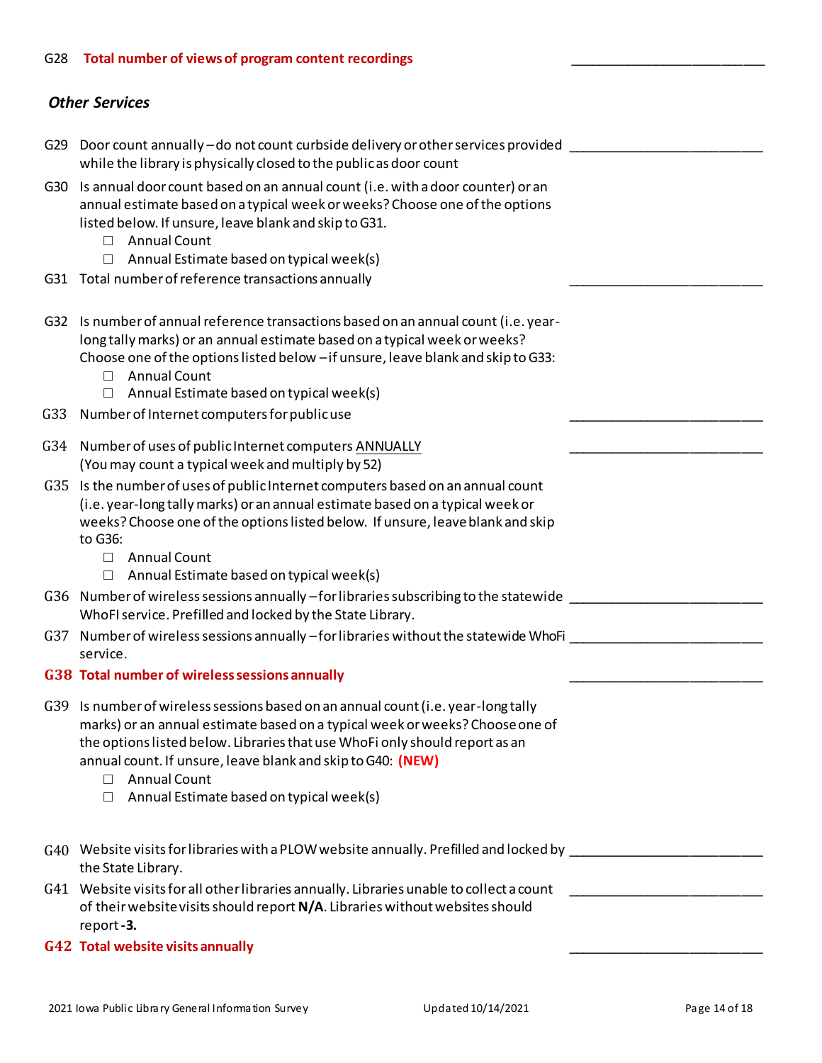G28 **Total number of views of program content recordings** ________________________

### *Other Services*

G29 Door count annually – do not count curbside delivery or other services provided while the library is physically closed to the public as door count ________________________

G30 Is annual door count based on an annual count (i.e. with a door counter) or an annual estimate based on a typical week or weeks? Choose one of the options listed below. If unsure, leave blank and skip to G31.

- ☐ Annual Count
- ☐ Annual Estimate based on typical week(s)

G31 Total number of reference transactions annually ________________________

G32 Is number of annual reference transactions based on an annual count (i.e. year-long tally marks) or an annual estimate based on a typical week or weeks? Choose one of the options listed below – if unsure, leave blank and skip to G33:

- ☐ Annual Count
- ☐ Annual Estimate based on typical week(s)

G33 Number of Internet computers for public use ________________________

G34 Number of uses of public Internet computers ANNUALLY (You may count a typical week and multiply by 52) ________________________

G35 Is the number of uses of public Internet computers based on an annual count (i.e. year-long tally marks) or an annual estimate based on a typical week or weeks? Choose one of the options listed below. If unsure, leave blank and skip to G36:

- ☐ Annual Count
- ☐ Annual Estimate based on typical week(s)

G36 Number of wireless sessions annually – for libraries subscribing to the statewide WhoFI service. Prefilled and locked by the State Library. ________________________

G37 Number of wireless sessions annually – for libraries without the statewide WhoFi service. ________________________

**G38 Total number of wireless sessions annually** ________________________

G39 Is number of wireless sessions based on an annual count (i.e. year-long tally marks) or an annual estimate based on a typical week or weeks? Choose one of the options listed below. Libraries that use WhoFi only should report as an annual count. If unsure, leave blank and skip to G40: **(NEW)**

- ☐ Annual Count
- ☐ Annual Estimate based on typical week(s)

G40 Website visits for libraries with a PLOW website annually. Prefilled and locked by the State Library. ________________________

G41 Website visits for all other libraries annually. Libraries unable to collect a count of their website visits should report **N/A**. Libraries without websites should report **-3.** ________________________

**G42 Total website visits annually** ________________________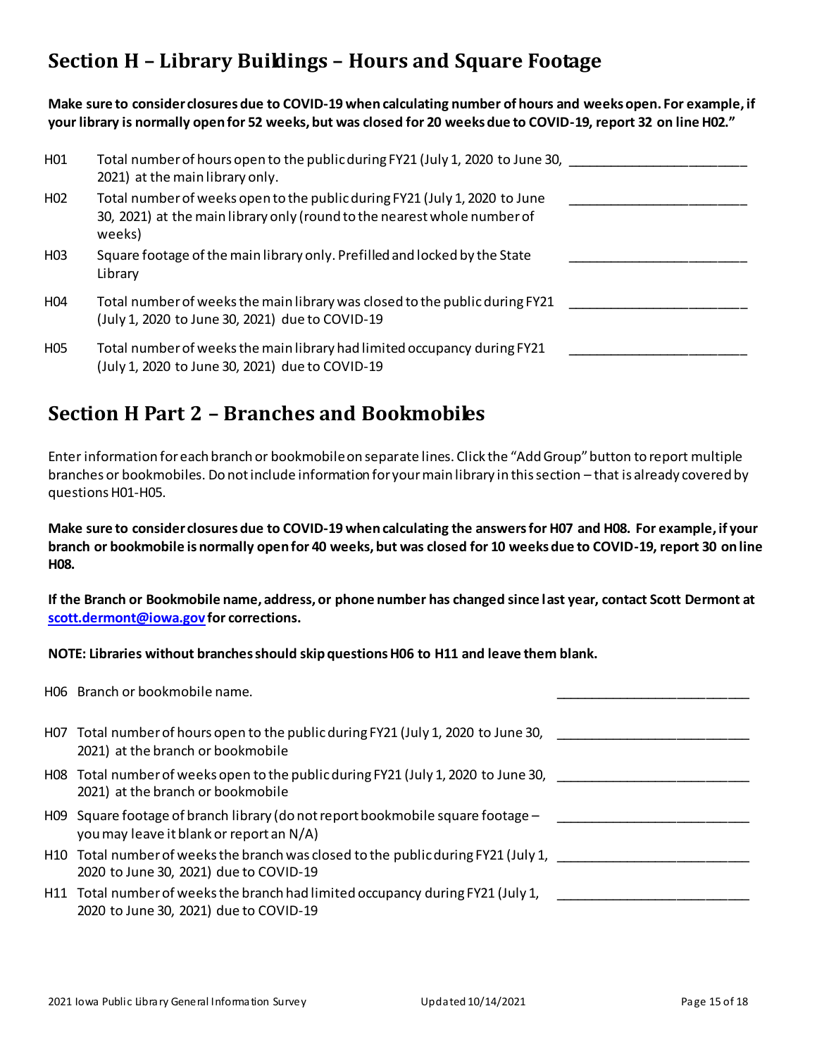# Section H – Library Buildings – Hours and Square Footage

**Make sure to consider closures due to COVID-19 when calculating number of hours and weeks open. For example, if your library is normally open for 52 weeks, but was closed for 20 weeks due to COVID-19, report 32 on line H02."**

| | | |
|---|---|---|
| H01 | Total number of hours open to the public during FY21 (July 1, 2020 to June 30, 2021) at the main library only. | ______________________ |
| H02 | Total number of weeks open to the public during FY21 (July 1, 2020 to June 30, 2021) at the main library only (round to the nearest whole number of weeks) | ______________________ |
| H03 | Square footage of the main library only. Prefilled and locked by the State Library | ______________________ |
| H04 | Total number of weeks the main library was closed to the public during FY21 (July 1, 2020 to June 30, 2021) due to COVID-19 | ______________________ |
| H05 | Total number of weeks the main library had limited occupancy during FY21 (July 1, 2020 to June 30, 2021) due to COVID-19 | ______________________ |

# Section H Part 2 – Branches and Bookmobiles

Enter information for each branch or bookmobile on separate lines. Click the "Add Group" button to report multiple branches or bookmobiles. Do not include information for your main library in this section – that is already covered by questions H01-H05.

**Make sure to consider closures due to COVID-19 when calculating the answers for H07 and H08. For example, if your branch or bookmobile is normally open for 40 weeks, but was closed for 10 weeks due to COVID-19, report 30 on line H08.**

**If the Branch or Bookmobile name, address, or phone number has changed since last year, contact Scott Dermont at scott.dermont@iowa.gov for corrections.**

**NOTE: Libraries without branches should skip questions H06 to H11 and leave them blank.**

| | | |
|---|---|---|
| H06 | Branch or bookmobile name. | ______________________ |
| H07 | Total number of hours open to the public during FY21 (July 1, 2020 to June 30, 2021) at the branch or bookmobile | ______________________ |
| H08 | Total number of weeks open to the public during FY21 (July 1, 2020 to June 30, 2021) at the branch or bookmobile | ______________________ |
| H09 | Square footage of branch library (do not report bookmobile square footage – you may leave it blank or report an N/A) | ______________________ |
| H10 | Total number of weeks the branch was closed to the public during FY21 (July 1, 2020 to June 30, 2021) due to COVID-19 | ______________________ |
| H11 | Total number of weeks the branch had limited occupancy during FY21 (July 1, 2020 to June 30, 2021) due to COVID-19 | ______________________ |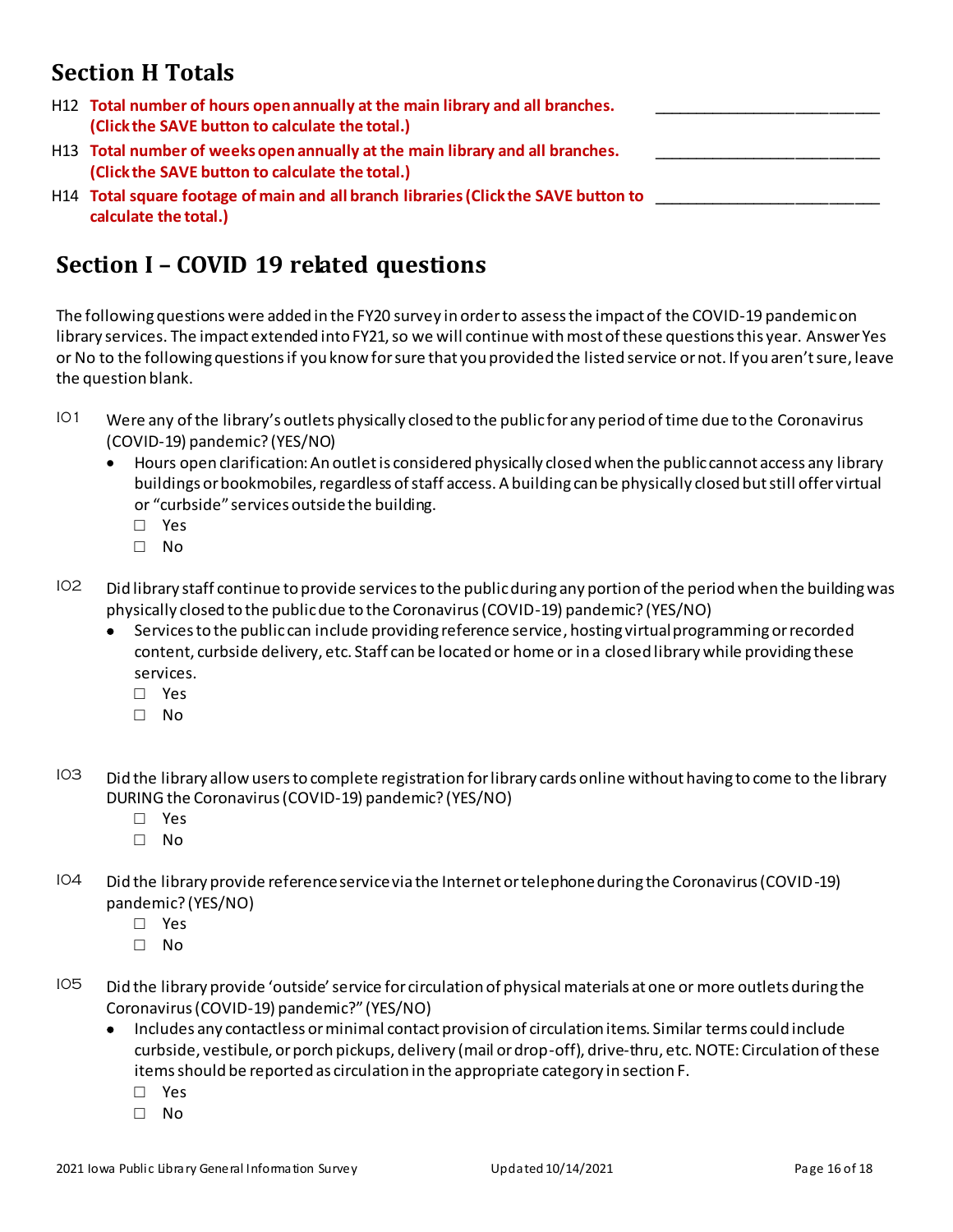## Section H Totals

H12 **Total number of hours open annually at the main library and all branches. (Click the SAVE button to calculate the total.)** ________________________

H13 **Total number of weeks open annually at the main library and all branches. (Click the SAVE button to calculate the total.)** ________________________

H14 **Total square footage of main and all branch libraries (Click the SAVE button to calculate the total.)** ________________________

## Section I – COVID 19 related questions

The following questions were added in the FY20 survey in order to assess the impact of the COVID-19 pandemic on library services. The impact extended into FY21, so we will continue with most of these questions this year. Answer Yes or No to the following questions if you know for sure that you provided the listed service or not. If you aren't sure, leave the question blank.

I01 Were any of the library's outlets physically closed to the public for any period of time due to the Coronavirus (COVID-19) pandemic? (YES/NO)

- Hours open clarification: An outlet is considered physically closed when the public cannot access any library buildings or bookmobiles, regardless of staff access. A building can be physically closed but still offer virtual or "curbside" services outside the building.

☐ Yes
☐ No

I02 Did library staff continue to provide services to the public during any portion of the period when the building was physically closed to the public due to the Coronavirus (COVID-19) pandemic? (YES/NO)

- Services to the public can include providing reference service, hosting virtual programming or recorded content, curbside delivery, etc. Staff can be located or home or in a closed library while providing these services.

☐ Yes
☐ No

I03 Did the library allow users to complete registration for library cards online without having to come to the library DURING the Coronavirus (COVID-19) pandemic? (YES/NO)

☐ Yes
☐ No

I04 Did the library provide reference service via the Internet or telephone during the Coronavirus (COVID-19) pandemic? (YES/NO)

☐ Yes
☐ No

I05 Did the library provide 'outside' service for circulation of physical materials at one or more outlets during the Coronavirus (COVID-19) pandemic?" (YES/NO)

- Includes any contactless or minimal contact provision of circulation items. Similar terms could include curbside, vestibule, or porch pickups, delivery (mail or drop-off), drive-thru, etc. NOTE: Circulation of these items should be reported as circulation in the appropriate category in section F.

☐ Yes
☐ No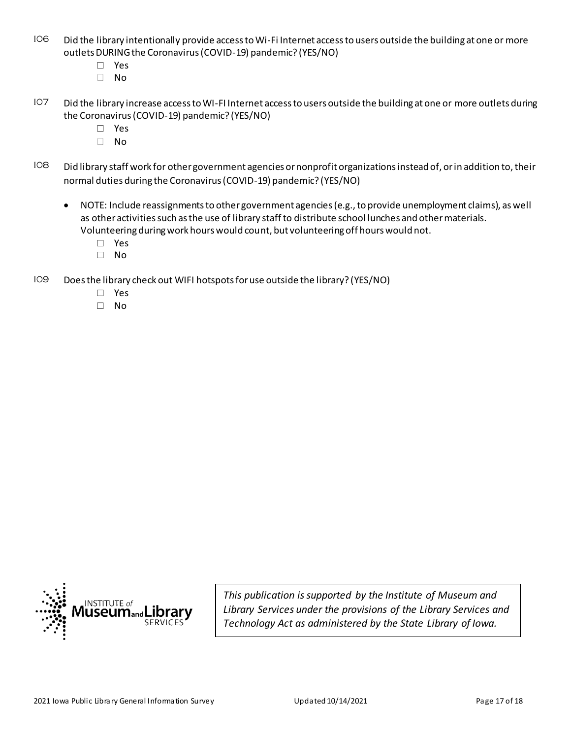I06 Did the library intentionally provide access to Wi-Fi Internet access to users outside the building at one or more outlets DURING the Coronavirus (COVID-19) pandemic? (YES/NO)

- ☐ Yes
- ☐ No

I07 Did the library increase access to WI-FI Internet access to users outside the building at one or more outlets during the Coronavirus (COVID-19) pandemic? (YES/NO)

- ☐ Yes
- ☐ No

I08 Did library staff work for other government agencies or nonprofit organizations instead of, or in addition to, their normal duties during the Coronavirus (COVID-19) pandemic? (YES/NO)

- NOTE: Include reassignments to other government agencies (e.g., to provide unemployment claims), as well as other activities such as the use of library staff to distribute school lunches and other materials. Volunteering during work hours would count, but volunteering off hours would not.
  - ☐ Yes
  - ☐ No

I09 Does the library check out WIFI hotspots for use outside the library? (YES/NO)

- ☐ Yes
- ☐ No

INSTITUTE of Museum and Library SERVICES

*This publication is supported by the Institute of Museum and Library Services under the provisions of the Library Services and Technology Act as administered by the State Library of Iowa.*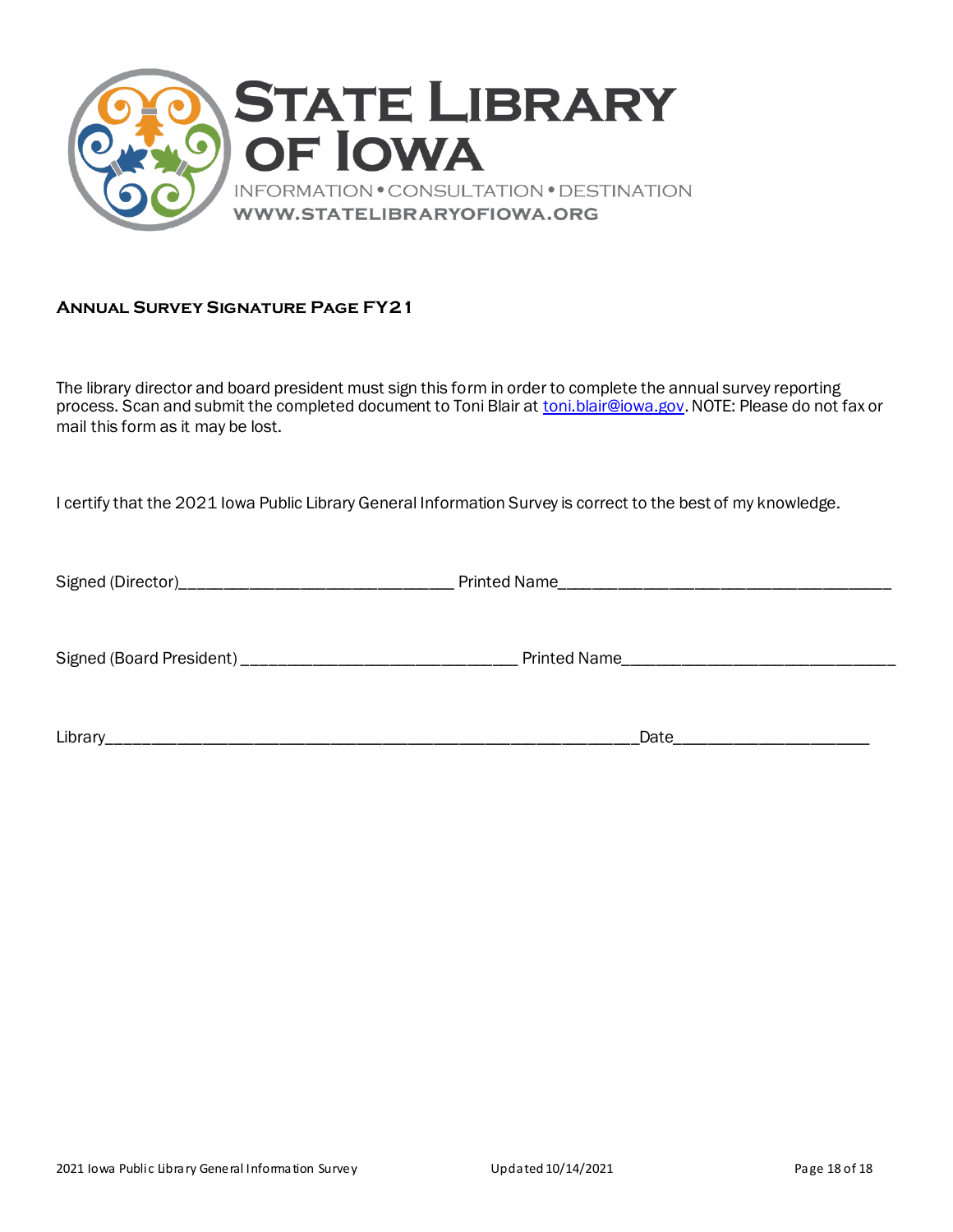STATE LIBRARY OF IOWA

INFORMATION • CONSULTATION • DESTINATION

WWW.STATELIBRARYOFIOWA.ORG

## ANNUAL SURVEY SIGNATURE PAGE FY21

The library director and board president must sign this form in order to complete the annual survey reporting process. Scan and submit the completed document to Toni Blair at toni.blair@iowa.gov. NOTE: Please do not fax or mail this form as it may be lost.

I certify that the 2021 Iowa Public Library General Information Survey is correct to the best of my knowledge.

Signed (Director)_______________________________ Printed Name_____________________________________

Signed (Board President) _______________________________ Printed Name_______________________________

Library____________________________________________________________Date______________________